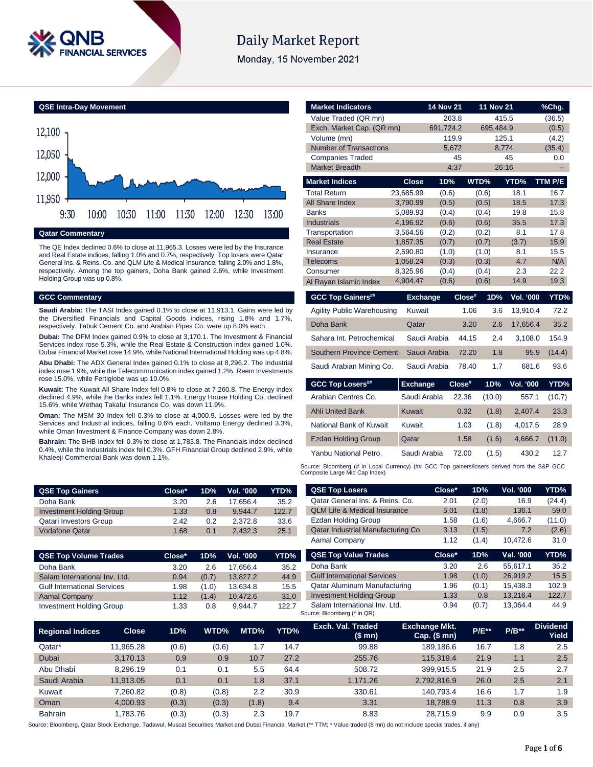# Daily Market Report

Monday, 15 November 2021

## QSE Intra-Day Movement

## Qatar Commentary

The QE Index declined 0.6% to close at 11,965.3. Losses were led by the Insurance and Real Estate indices, falling 1.0% and 0.7%, respectively. Top losers were Qatar General Ins. & Reins. Co. and QLM Life & Medical Insurance, falling 2.0% and 1.8%, respectively. Among the top gainers, Doha Bank gained 2.6%, while Investment Holding Group was up 0.8%.

## GCC Commentary

**Saudi Arabia:** The TASI Index gained 0.1% to close at 11,913.1. Gains were led by the Diversified Financials and Capital Goods indices, rising 1.8% and 1.7%, respectively. Tabuk Cement Co. and Arabian Pipes Co. were up 8.0% each.

**Dubai:** The DFM Index gained 0.9% to close at 3,170.1. The Investment & Financial Services index rose 5.3%, while the Real Estate & Construction index gained 1.0%. Dubai Financial Market rose 14.9%, while National International Holding was up 4.8%.

**Abu Dhabi:** The ADX General Index gained 0.1% to close at 8,296.2. The Industrial index rose 1.9%, while the Telecommunication index gained 1.2%. Reem Investments rose 15.0%, while Fertiglobe was up 10.0%.

**Kuwait:** The Kuwait All Share Index fell 0.8% to close at 7,260.8. The Energy index declined 4.9%, while the Banks index fell 1.1%. Energy House Holding Co. declined 15.6%, while Wethaq Takaful Insurance Co. was down 11.9%.

**Oman:** The MSM 30 Index fell 0.3% to close at 4,000.9. Losses were led by the Services and Industrial indices, falling 0.6% each. Voltamp Energy declined 3.3%, while Oman Investment & Finance Company was down 2.8%.

**Bahrain:** The BHB Index fell 0.3% to close at 1,783.8. The Financials index declined 0.4%, while the Industrials index fell 0.3%. GFH Financial Group declined 2.9%, while Khaleeji Commercial Bank was down 1.1%.

| Market Indicators | 14 Nov 21 | 11 Nov 21 | %Chg. |
|---|---|---|---|
| Value Traded (QR mn) | 263.8 | 415.5 | (36.5) |
| Exch. Market Cap. (QR mn) | 691,724.2 | 695,484.9 | (0.5) |
| Volume (mn) | 119.9 | 125.1 | (4.2) |
| Number of Transactions | 5,672 | 8,774 | (35.4) |
| Companies Traded | 45 | 45 | 0.0 |
| Market Breadth | 4:37 | 26:16 | – |

| Market Indices | Close | 1D% | WTD% | YTD% | TTM P/E |
|---|---|---|---|---|---|
| Total Return | 23,685.99 | (0.6) | (0.6) | 18.1 | 16.7 |
| All Share Index | 3,790.99 | (0.5) | (0.5) | 18.5 | 17.3 |
| Banks | 5,089.93 | (0.4) | (0.4) | 19.8 | 15.8 |
| Industrials | 4,196.92 | (0.6) | (0.6) | 35.5 | 17.3 |
| Transportation | 3,564.56 | (0.2) | (0.2) | 8.1 | 17.8 |
| Real Estate | 1,857.35 | (0.7) | (0.7) | (3.7) | 15.9 |
| Insurance | 2,590.80 | (1.0) | (1.0) | 8.1 | 15.5 |
| Telecoms | 1,058.24 | (0.3) | (0.3) | 4.7 | N/A |
| Consumer | 8,325.96 | (0.4) | (0.4) | 2.3 | 22.2 |
| Al Rayan Islamic Index | 4,904.47 | (0.6) | (0.6) | 14.9 | 19.3 |

| GCC Top Gainers## | Exchange | Close# | 1D% | Vol. '000 | YTD% |
|---|---|---|---|---|---|
| Agility Public Warehousing | Kuwait | 1.06 | 3.6 | 13,910.4 | 72.2 |
| Doha Bank | Qatar | 3.20 | 2.6 | 17,656.4 | 35.2 |
| Sahara Int. Petrochemical | Saudi Arabia | 44.15 | 2.4 | 3,108.0 | 154.9 |
| Southern Province Cement | Saudi Arabia | 72.20 | 1.8 | 95.9 | (14.4) |
| Saudi Arabian Mining Co. | Saudi Arabia | 78.40 | 1.7 | 681.6 | 93.6 |

| GCC Top Losers## | Exchange | Close# | 1D% | Vol. '000 | YTD% |
|---|---|---|---|---|---|
| Arabian Centres Co. | Saudi Arabia | 22.36 | (10.0) | 557.1 | (10.7) |
| Ahli United Bank | Kuwait | 0.32 | (1.8) | 2,407.4 | 23.3 |
| National Bank of Kuwait | Kuwait | 1.03 | (1.8) | 4,017.5 | 28.9 |
| Ezdan Holding Group | Qatar | 1.58 | (1.6) | 4,666.7 | (11.0) |
| Yanbu National Petro. | Saudi Arabia | 72.00 | (1.5) | 430.2 | 12.7 |

Source: Bloomberg (# in Local Currency) (## GCC Top gainers/losers derived from the S&P GCC Composite Large Mid Cap Index)

| QSE Top Gainers | Close* | 1D% | Vol. '000 | YTD% |
|---|---|---|---|---|
| Doha Bank | 3.20 | 2.6 | 17,656.4 | 35.2 |
| Investment Holding Group | 1.33 | 0.8 | 9,944.7 | 122.7 |
| Qatari Investors Group | 2.42 | 0.2 | 2,372.8 | 33.6 |
| Vodafone Qatar | 1.68 | 0.1 | 2,432.3 | 25.1 |

| QSE Top Losers | Close* | 1D% | Vol. '000 | YTD% |
|---|---|---|---|---|
| Qatar General Ins. & Reins. Co. | 2.01 | (2.0) | 16.9 | (24.4) |
| QLM Life & Medical Insurance | 5.01 | (1.8) | 136.1 | 59.0 |
| Ezdan Holding Group | 1.58 | (1.6) | 4,666.7 | (11.0) |
| Qatar Industrial Manufacturing Co | 3.13 | (1.5) | 7.2 | (2.6) |
| Aamal Company | 1.12 | (1.4) | 10,472.6 | 31.0 |

| QSE Top Volume Trades | Close* | 1D% | Vol. '000 | YTD% |
|---|---|---|---|---|
| Doha Bank | 3.20 | 2.6 | 17,656.4 | 35.2 |
| Salam International Inv. Ltd. | 0.94 | (0.7) | 13,827.2 | 44.9 |
| Gulf International Services | 1.98 | (1.0) | 13,634.8 | 15.5 |
| Aamal Company | 1.12 | (1.4) | 10,472.6 | 31.0 |
| Investment Holding Group | 1.33 | 0.8 | 9,944.7 | 122.7 |

| QSE Top Value Trades | Close* | 1D% | Val. '000 | YTD% |
|---|---|---|---|---|
| Doha Bank | 3.20 | 2.6 | 55,617.1 | 35.2 |
| Gulf International Services | 1.98 | (1.0) | 26,919.2 | 15.5 |
| Qatar Aluminum Manufacturing | 1.96 | (0.1) | 15,438.3 | 102.9 |
| Investment Holding Group | 1.33 | 0.8 | 13,216.4 | 122.7 |
| Salam International Inv. Ltd. | 0.94 | (0.7) | 13,064.4 | 44.9 |

Source: Bloomberg (* in QR)

| Regional Indices | Close | 1D% | WTD% | MTD% | YTD% | Exch. Val. Traded ($ mn) | Exchange Mkt. Cap. ($ mn) | P/E** | P/B** | Dividend Yield |
|---|---|---|---|---|---|---|---|---|---|---|
| Qatar* | 11,965.28 | (0.6) | (0.6) | 1.7 | 14.7 | 99.88 | 189,186.6 | 16.7 | 1.8 | 2.5 |
| Dubai | 3,170.13 | 0.9 | 0.9 | 10.7 | 27.2 | 255.76 | 115,319.4 | 21.9 | 1.1 | 2.5 |
| Abu Dhabi | 8,296.19 | 0.1 | 0.1 | 5.5 | 64.4 | 508.72 | 399,915.5 | 21.9 | 2.5 | 2.7 |
| Saudi Arabia | 11,913.05 | 0.1 | 0.1 | 1.8 | 37.1 | 1,171.26 | 2,792,816.9 | 26.0 | 2.5 | 2.1 |
| Kuwait | 7,260.82 | (0.8) | (0.8) | 2.2 | 30.9 | 330.61 | 140,793.4 | 16.6 | 1.7 | 1.9 |
| Oman | 4,000.93 | (0.3) | (0.3) | (1.8) | 9.4 | 3.31 | 18,788.9 | 11.3 | 0.8 | 3.9 |
| Bahrain | 1,783.76 | (0.3) | (0.3) | 2.3 | 19.7 | 8.83 | 28,715.9 | 9.9 | 0.9 | 3.5 |

Source: Bloomberg, Qatar Stock Exchange, Tadawul, Muscat Securities Market and Dubai Financial Market (** TTM; * Value traded ($ mn) do not include special trades, if any)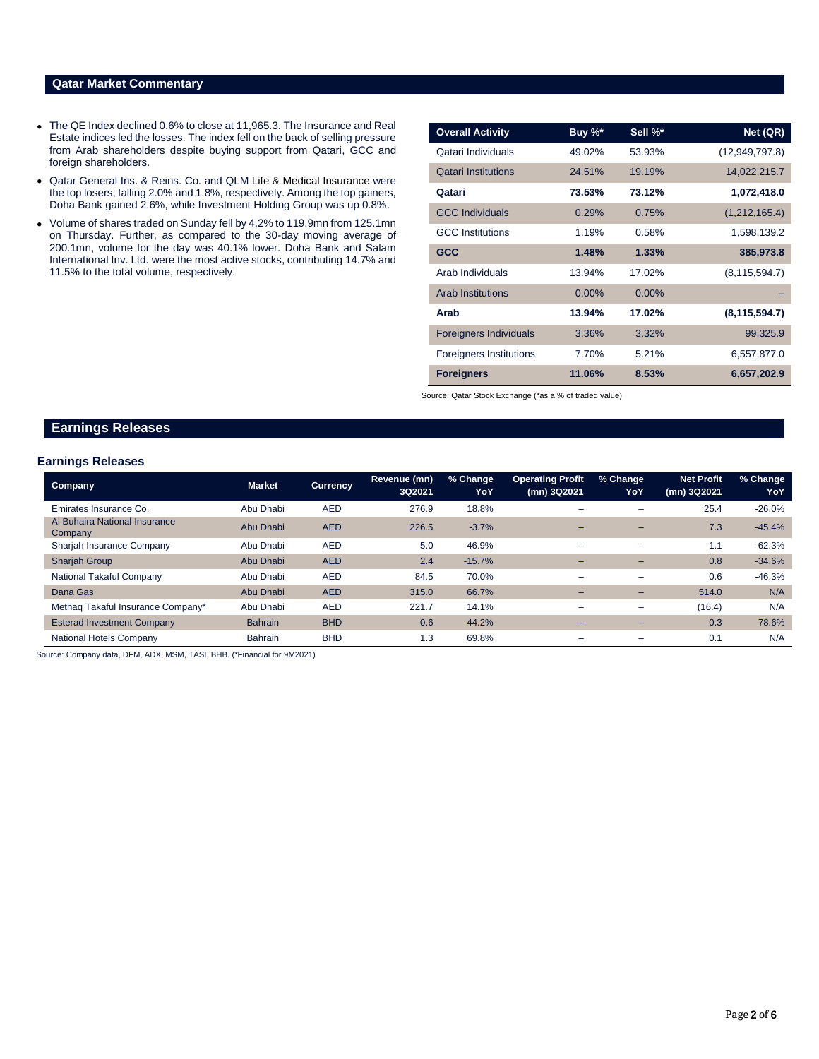## Qatar Market Commentary

- The QE Index declined 0.6% to close at 11,965.3. The Insurance and Real Estate indices led the losses. The index fell on the back of selling pressure from Arab shareholders despite buying support from Qatari, GCC and foreign shareholders.
- Qatar General Ins. & Reins. Co. and QLM Life & Medical Insurance were the top losers, falling 2.0% and 1.8%, respectively. Among the top gainers, Doha Bank gained 2.6%, while Investment Holding Group was up 0.8%.
- Volume of shares traded on Sunday fell by 4.2% to 119.9mn from 125.1mn on Thursday. Further, as compared to the 30-day moving average of 200.1mn, volume for the day was 40.1% lower. Doha Bank and Salam International Inv. Ltd. were the most active stocks, contributing 14.7% and 11.5% to the total volume, respectively.

| Overall Activity | Buy %* | Sell %* | Net (QR) |
|---|---|---|---|
| Qatari Individuals | 49.02% | 53.93% | (12,949,797.8) |
| Qatari Institutions | 24.51% | 19.19% | 14,022,215.7 |
| **Qatari** | **73.53%** | **73.12%** | **1,072,418.0** |
| GCC Individuals | 0.29% | 0.75% | (1,212,165.4) |
| GCC Institutions | 1.19% | 0.58% | 1,598,139.2 |
| **GCC** | **1.48%** | **1.33%** | **385,973.8** |
| Arab Individuals | 13.94% | 17.02% | (8,115,594.7) |
| Arab Institutions | 0.00% | 0.00% | – |
| **Arab** | **13.94%** | **17.02%** | **(8,115,594.7)** |
| Foreigners Individuals | 3.36% | 3.32% | 99,325.9 |
| Foreigners Institutions | 7.70% | 5.21% | 6,557,877.0 |
| **Foreigners** | **11.06%** | **8.53%** | **6,657,202.9** |

Source: Qatar Stock Exchange (*as a % of traded value)

## Earnings Releases

### Earnings Releases

| Company | Market | Currency | Revenue (mn) 3Q2021 | % Change YoY | Operating Profit (mn) 3Q2021 | % Change YoY | Net Profit (mn) 3Q2021 | % Change YoY |
|---|---|---|---|---|---|---|---|---|
| Emirates Insurance Co. | Abu Dhabi | AED | 276.9 | 18.8% | – | – | 25.4 | -26.0% |
| Al Buhaira National Insurance Company | Abu Dhabi | AED | 226.5 | -3.7% | – | – | 7.3 | -45.4% |
| Sharjah Insurance Company | Abu Dhabi | AED | 5.0 | -46.9% | – | – | 1.1 | -62.3% |
| Sharjah Group | Abu Dhabi | AED | 2.4 | -15.7% | – | – | 0.8 | -34.6% |
| National Takaful Company | Abu Dhabi | AED | 84.5 | 70.0% | – | – | 0.6 | -46.3% |
| Dana Gas | Abu Dhabi | AED | 315.0 | 66.7% | – | – | 514.0 | N/A |
| Methaq Takaful Insurance Company* | Abu Dhabi | AED | 221.7 | 14.1% | – | – | (16.4) | N/A |
| Esterad Investment Company | Bahrain | BHD | 0.6 | 44.2% | – | – | 0.3 | 78.6% |
| National Hotels Company | Bahrain | BHD | 1.3 | 69.8% | – | – | 0.1 | N/A |

Source: Company data, DFM, ADX, MSM, TASI, BHB. (*Financial for 9M2021)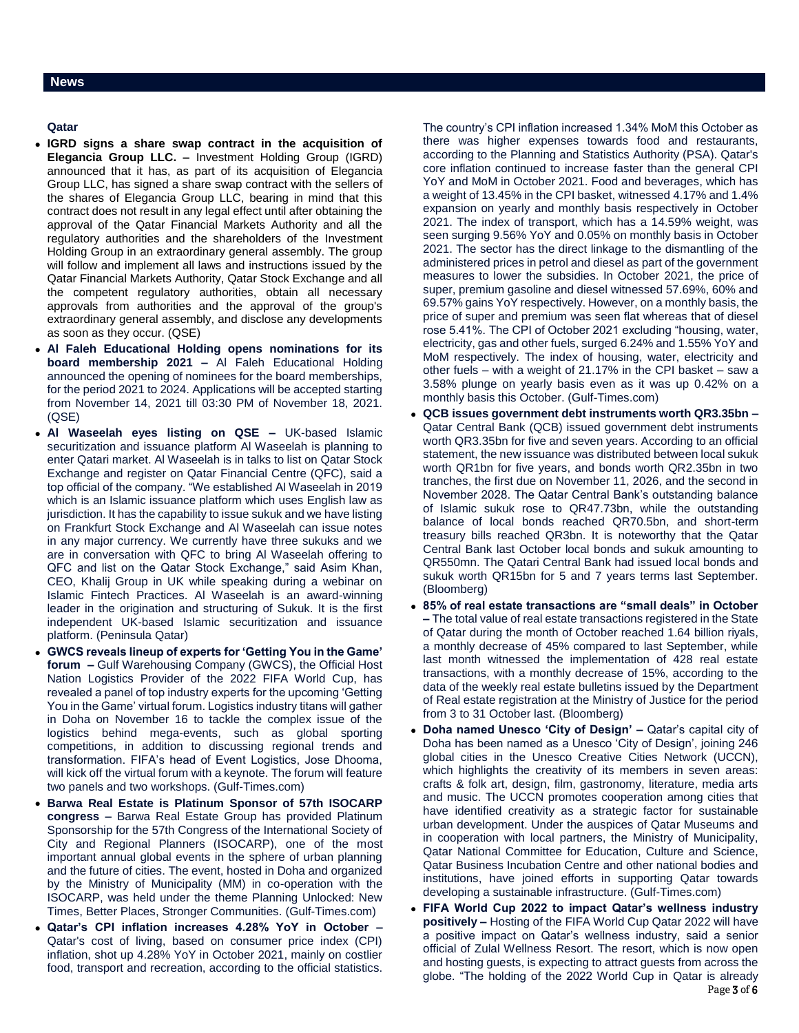## News

### Qatar

- **IGRD signs a share swap contract in the acquisition of Elegancia Group LLC. –** Investment Holding Group (IGRD) announced that it has, as part of its acquisition of Elegancia Group LLC, has signed a share swap contract with the sellers of the shares of Elegancia Group LLC, bearing in mind that this contract does not result in any legal effect until after obtaining the approval of the Qatar Financial Markets Authority and all the regulatory authorities and the shareholders of the Investment Holding Group in an extraordinary general assembly. The group will follow and implement all laws and instructions issued by the Qatar Financial Markets Authority, Qatar Stock Exchange and all the competent regulatory authorities, obtain all necessary approvals from authorities and the approval of the group's extraordinary general assembly, and disclose any developments as soon as they occur. (QSE)
- **Al Faleh Educational Holding opens nominations for its board membership 2021 –** Al Faleh Educational Holding announced the opening of nominees for the board memberships, for the period 2021 to 2024. Applications will be accepted starting from November 14, 2021 till 03:30 PM of November 18, 2021. (QSE)
- **Al Waseelah eyes listing on QSE –** UK-based Islamic securitization and issuance platform Al Waseelah is planning to enter Qatari market. Al Waseelah is in talks to list on Qatar Stock Exchange and register on Qatar Financial Centre (QFC), said a top official of the company. "We established Al Waseelah in 2019 which is an Islamic issuance platform which uses English law as jurisdiction. It has the capability to issue sukuk and we have listing on Frankfurt Stock Exchange and Al Waseelah can issue notes in any major currency. We currently have three sukuks and we are in conversation with QFC to bring Al Waseelah offering to QFC and list on the Qatar Stock Exchange," said Asim Khan, CEO, Khalij Group in UK while speaking during a webinar on Islamic Fintech Practices. Al Waseelah is an award-winning leader in the origination and structuring of Sukuk. It is the first independent UK-based Islamic securitization and issuance platform. (Peninsula Qatar)
- **GWCS reveals lineup of experts for 'Getting You in the Game' forum –** Gulf Warehousing Company (GWCS), the Official Host Nation Logistics Provider of the 2022 FIFA World Cup, has revealed a panel of top industry experts for the upcoming 'Getting You in the Game' virtual forum. Logistics industry titans will gather in Doha on November 16 to tackle the complex issue of the logistics behind mega-events, such as global sporting competitions, in addition to discussing regional trends and transformation. FIFA's head of Event Logistics, Jose Dhooma, will kick off the virtual forum with a keynote. The forum will feature two panels and two workshops. (Gulf-Times.com)
- **Barwa Real Estate is Platinum Sponsor of 57th ISOCARP congress –** Barwa Real Estate Group has provided Platinum Sponsorship for the 57th Congress of the International Society of City and Regional Planners (ISOCARP), one of the most important annual global events in the sphere of urban planning and the future of cities. The event, hosted in Doha and organized by the Ministry of Municipality (MM) in co-operation with the ISOCARP, was held under the theme Planning Unlocked: New Times, Better Places, Stronger Communities. (Gulf-Times.com)
- **Qatar's CPI inflation increases 4.28% YoY in October –** Qatar's cost of living, based on consumer price index (CPI) inflation, shot up 4.28% YoY in October 2021, mainly on costlier food, transport and recreation, according to the official statistics. The country's CPI inflation increased 1.34% MoM this October as there was higher expenses towards food and restaurants, according to the Planning and Statistics Authority (PSA). Qatar's core inflation continued to increase faster than the general CPI YoY and MoM in October 2021. Food and beverages, which has a weight of 13.45% in the CPI basket, witnessed 4.17% and 1.4% expansion on yearly and monthly basis respectively in October 2021. The index of transport, which has a 14.59% weight, was seen surging 9.56% YoY and 0.05% on monthly basis in October 2021. The sector has the direct linkage to the dismantling of the administered prices in petrol and diesel as part of the government measures to lower the subsidies. In October 2021, the price of super, premium gasoline and diesel witnessed 57.69%, 60% and 69.57% gains YoY respectively. However, on a monthly basis, the price of super and premium was seen flat whereas that of diesel rose 5.41%. The CPI of October 2021 excluding "housing, water, electricity, gas and other fuels, surged 6.24% and 1.55% YoY and MoM respectively. The index of housing, water, electricity and other fuels – with a weight of 21.17% in the CPI basket – saw a 3.58% plunge on yearly basis even as it was up 0.42% on a monthly basis this October. (Gulf-Times.com)
- **QCB issues government debt instruments worth QR3.35bn –** Qatar Central Bank (QCB) issued government debt instruments worth QR3.35bn for five and seven years. According to an official statement, the new issuance was distributed between local sukuk worth QR1bn for five years, and bonds worth QR2.35bn in two tranches, the first due on November 11, 2026, and the second in November 2028. The Qatar Central Bank's outstanding balance of Islamic sukuk rose to QR47.73bn, while the outstanding balance of local bonds reached QR70.5bn, and short-term treasury bills reached QR3bn. It is noteworthy that the Qatar Central Bank last October local bonds and sukuk amounting to QR550mn. The Qatari Central Bank had issued local bonds and sukuk worth QR15bn for 5 and 7 years terms last September. (Bloomberg)
- **85% of real estate transactions are "small deals" in October –** The total value of real estate transactions registered in the State of Qatar during the month of October reached 1.64 billion riyals, a monthly decrease of 45% compared to last September, while last month witnessed the implementation of 428 real estate transactions, with a monthly decrease of 15%, according to the data of the weekly real estate bulletins issued by the Department of Real estate registration at the Ministry of Justice for the period from 3 to 31 October last. (Bloomberg)
- **Doha named Unesco 'City of Design' –** Qatar's capital city of Doha has been named as a Unesco 'City of Design', joining 246 global cities in the Unesco Creative Cities Network (UCCN), which highlights the creativity of its members in seven areas: crafts & folk art, design, film, gastronomy, literature, media arts and music. The UCCN promotes cooperation among cities that have identified creativity as a strategic factor for sustainable urban development. Under the auspices of Qatar Museums and in cooperation with local partners, the Ministry of Municipality, Qatar National Committee for Education, Culture and Science, Qatar Business Incubation Centre and other national bodies and institutions, have joined efforts in supporting Qatar towards developing a sustainable infrastructure. (Gulf-Times.com)
- **FIFA World Cup 2022 to impact Qatar's wellness industry positively –** Hosting of the FIFA World Cup Qatar 2022 will have a positive impact on Qatar's wellness industry, said a senior official of Zulal Wellness Resort. The resort, which is now open and hosting guests, is expecting to attract guests from across the globe. "The holding of the 2022 World Cup in Qatar is already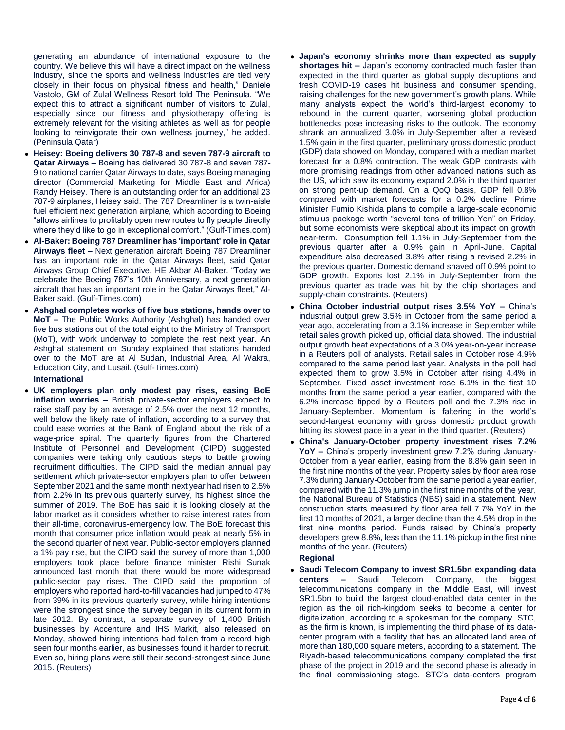generating an abundance of international exposure to the country. We believe this will have a direct impact on the wellness industry, since the sports and wellness industries are tied very closely in their focus on physical fitness and health," Daniele Vastolo, GM of Zulal Wellness Resort told The Peninsula. "We expect this to attract a significant number of visitors to Zulal, especially since our fitness and physiotherapy offering is extremely relevant for the visiting athletes as well as for people looking to reinvigorate their own wellness journey," he added. (Peninsula Qatar)

- **Heisey: Boeing delivers 30 787-8 and seven 787-9 aircraft to Qatar Airways –** Boeing has delivered 30 787-8 and seven 787-9 to national carrier Qatar Airways to date, says Boeing managing director (Commercial Marketing for Middle East and Africa) Randy Heisey. There is an outstanding order for an additional 23 787-9 airplanes, Heisey said. The 787 Dreamliner is a twin-aisle fuel efficient next generation airplane, which according to Boeing "allows airlines to profitably open new routes to fly people directly where they'd like to go in exceptional comfort." (Gulf-Times.com)
- **Al-Baker: Boeing 787 Dreamliner has 'important' role in Qatar Airways fleet –** Next generation aircraft Boeing 787 Dreamliner has an important role in the Qatar Airways fleet, said Qatar Airways Group Chief Executive, HE Akbar Al-Baker. "Today we celebrate the Boeing 787's 10th Anniversary, a next generation aircraft that has an important role in the Qatar Airways fleet," Al-Baker said. (Gulf-Times.com)
- **Ashghal completes works of five bus stations, hands over to MoT –** The Public Works Authority (Ashghal) has handed over five bus stations out of the total eight to the Ministry of Transport (MoT), with work underway to complete the rest next year. An Ashghal statement on Sunday explained that stations handed over to the MoT are at Al Sudan, Industrial Area, Al Wakra, Education City, and Lusail. (Gulf-Times.com)

**International**

- **UK employers plan only modest pay rises, easing BoE inflation worries –** British private-sector employers expect to raise staff pay by an average of 2.5% over the next 12 months, well below the likely rate of inflation, according to a survey that could ease worries at the Bank of England about the risk of a wage-price spiral. The quarterly figures from the Chartered Institute of Personnel and Development (CIPD) suggested companies were taking only cautious steps to battle growing recruitment difficulties. The CIPD said the median annual pay settlement which private-sector employers plan to offer between September 2021 and the same month next year had risen to 2.5% from 2.2% in its previous quarterly survey, its highest since the summer of 2019. The BoE has said it is looking closely at the labor market as it considers whether to raise interest rates from their all-time, coronavirus-emergency low. The BoE forecast this month that consumer price inflation would peak at nearly 5% in the second quarter of next year. Public-sector employers planned a 1% pay rise, but the CIPD said the survey of more than 1,000 employers took place before finance minister Rishi Sunak announced last month that there would be more widespread public-sector pay rises. The CIPD said the proportion of employers who reported hard-to-fill vacancies had jumped to 47% from 39% in its previous quarterly survey, while hiring intentions were the strongest since the survey began in its current form in late 2012. By contrast, a separate survey of 1,400 British businesses by Accenture and IHS Markit, also released on Monday, showed hiring intentions had fallen from a record high seen four months earlier, as businesses found it harder to recruit. Even so, hiring plans were still their second-strongest since June 2015. (Reuters)
- **Japan's economy shrinks more than expected as supply shortages hit –** Japan's economy contracted much faster than expected in the third quarter as global supply disruptions and fresh COVID-19 cases hit business and consumer spending, raising challenges for the new government's growth plans. While many analysts expect the world's third-largest economy to rebound in the current quarter, worsening global production bottlenecks pose increasing risks to the outlook. The economy shrank an annualized 3.0% in July-September after a revised 1.5% gain in the first quarter, preliminary gross domestic product (GDP) data showed on Monday, compared with a median market forecast for a 0.8% contraction. The weak GDP contrasts with more promising readings from other advanced nations such as the US, which saw its economy expand 2.0% in the third quarter on strong pent-up demand. On a QoQ basis, GDP fell 0.8% compared with market forecasts for a 0.2% decline. Prime Minister Fumio Kishida plans to compile a large-scale economic stimulus package worth "several tens of trillion Yen" on Friday, but some economists were skeptical about its impact on growth near-term. Consumption fell 1.1% in July-September from the previous quarter after a 0.9% gain in April-June. Capital expenditure also decreased 3.8% after rising a revised 2.2% in the previous quarter. Domestic demand shaved off 0.9% point to GDP growth. Exports lost 2.1% in July-September from the previous quarter as trade was hit by the chip shortages and supply-chain constraints. (Reuters)
- **China October industrial output rises 3.5% YoY –** China's industrial output grew 3.5% in October from the same period a year ago, accelerating from a 3.1% increase in September while retail sales growth picked up, official data showed. The industrial output growth beat expectations of a 3.0% year-on-year increase in a Reuters poll of analysts. Retail sales in October rose 4.9% compared to the same period last year. Analysts in the poll had expected them to grow 3.5% in October after rising 4.4% in September. Fixed asset investment rose 6.1% in the first 10 months from the same period a year earlier, compared with the 6.2% increase tipped by a Reuters poll and the 7.3% rise in January-September. Momentum is faltering in the world's second-largest economy with gross domestic product growth hitting its slowest pace in a year in the third quarter. (Reuters)
- **China's January-October property investment rises 7.2% YoY –** China's property investment grew 7.2% during January-October from a year earlier, easing from the 8.8% gain seen in the first nine months of the year. Property sales by floor area rose 7.3% during January-October from the same period a year earlier, compared with the 11.3% jump in the first nine months of the year, the National Bureau of Statistics (NBS) said in a statement. New construction starts measured by floor area fell 7.7% YoY in the first 10 months of 2021, a larger decline than the 4.5% drop in the first nine months period. Funds raised by China's property developers grew 8.8%, less than the 11.1% pickup in the first nine months of the year. (Reuters)

**Regional**

- **Saudi Telecom Company to invest SR1.5bn expanding data centers –** Saudi Telecom Company, the biggest telecommunications company in the Middle East, will invest SR1.5bn to build the largest cloud-enabled data center in the region as the oil rich-kingdom seeks to become a center for digitalization, according to a spokesman for the company. STC, as the firm is known, is implementing the third phase of its data-center program with a facility that has an allocated land area of more than 180,000 square meters, according to a statement. The Riyadh-based telecommunications company completed the first phase of the project in 2019 and the second phase is already in the final commissioning stage. STC's data-centers program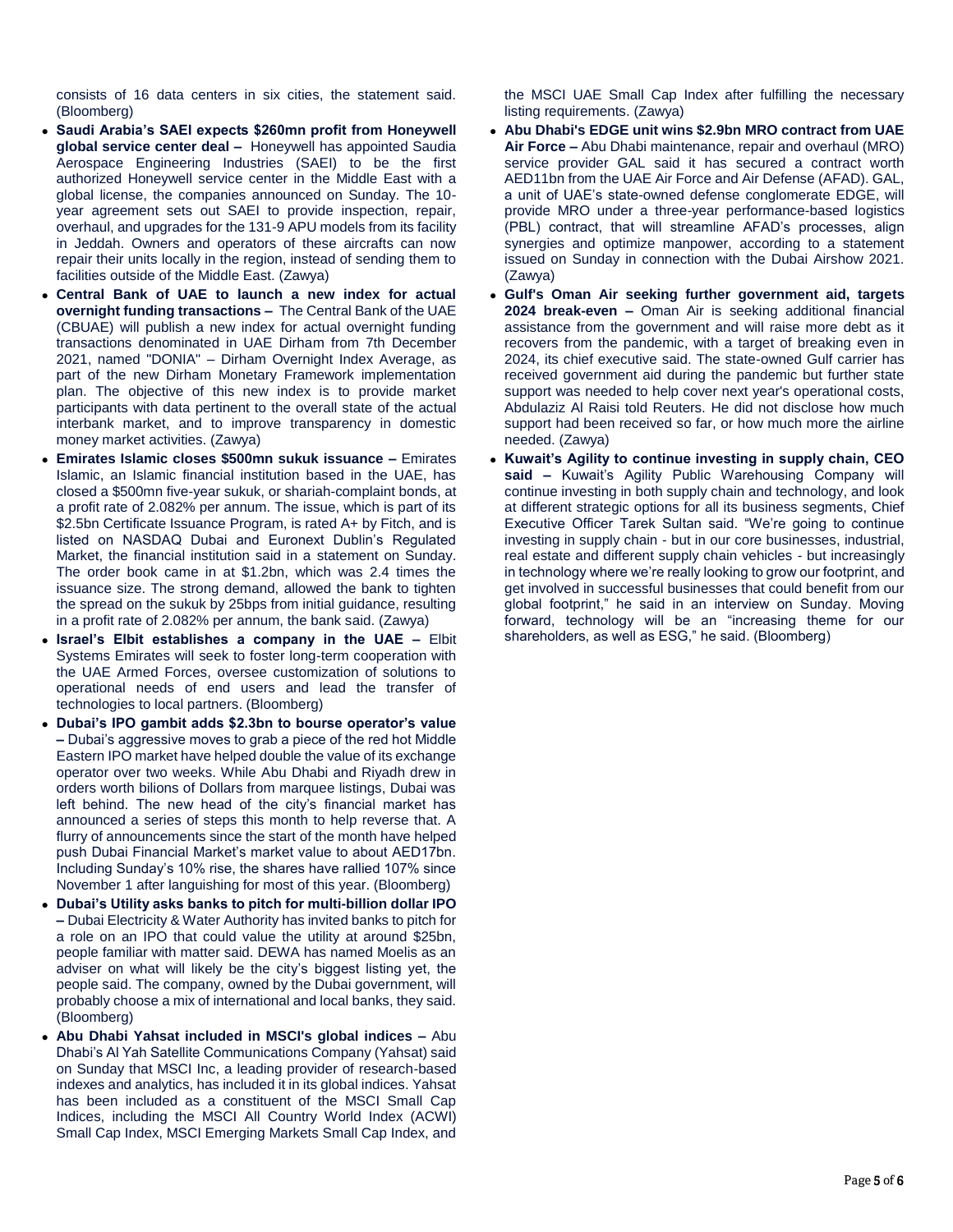consists of 16 data centers in six cities, the statement said. (Bloomberg)

- **Saudi Arabia's SAEI expects $260mn profit from Honeywell global service center deal –** Honeywell has appointed Saudia Aerospace Engineering Industries (SAEI) to be the first authorized Honeywell service center in the Middle East with a global license, the companies announced on Sunday. The 10-year agreement sets out SAEI to provide inspection, repair, overhaul, and upgrades for the 131-9 APU models from its facility in Jeddah. Owners and operators of these aircrafts can now repair their units locally in the region, instead of sending them to facilities outside of the Middle East. (Zawya)
- **Central Bank of UAE to launch a new index for actual overnight funding transactions –** The Central Bank of the UAE (CBUAE) will publish a new index for actual overnight funding transactions denominated in UAE Dirham from 7th December 2021, named "DONIA" – Dirham Overnight Index Average, as part of the new Dirham Monetary Framework implementation plan. The objective of this new index is to provide market participants with data pertinent to the overall state of the actual interbank market, and to improve transparency in domestic money market activities. (Zawya)
- **Emirates Islamic closes $500mn sukuk issuance –** Emirates Islamic, an Islamic financial institution based in the UAE, has closed a $500mn five-year sukuk, or shariah-complaint bonds, at a profit rate of 2.082% per annum. The issue, which is part of its $2.5bn Certificate Issuance Program, is rated A+ by Fitch, and is listed on NASDAQ Dubai and Euronext Dublin's Regulated Market, the financial institution said in a statement on Sunday. The order book came in at $1.2bn, which was 2.4 times the issuance size. The strong demand, allowed the bank to tighten the spread on the sukuk by 25bps from initial guidance, resulting in a profit rate of 2.082% per annum, the bank said. (Zawya)
- **Israel's Elbit establishes a company in the UAE –** Elbit Systems Emirates will seek to foster long-term cooperation with the UAE Armed Forces, oversee customization of solutions to operational needs of end users and lead the transfer of technologies to local partners. (Bloomberg)
- **Dubai's IPO gambit adds $2.3bn to bourse operator's value –** Dubai's aggressive moves to grab a piece of the red hot Middle Eastern IPO market have helped double the value of its exchange operator over two weeks. While Abu Dhabi and Riyadh drew in orders worth bilions of Dollars from marquee listings, Dubai was left behind. The new head of the city's financial market has announced a series of steps this month to help reverse that. A flurry of announcements since the start of the month have helped push Dubai Financial Market's market value to about AED17bn. Including Sunday's 10% rise, the shares have rallied 107% since November 1 after languishing for most of this year. (Bloomberg)
- **Dubai's Utility asks banks to pitch for multi-billion dollar IPO –** Dubai Electricity & Water Authority has invited banks to pitch for a role on an IPO that could value the utility at around $25bn, people familiar with matter said. DEWA has named Moelis as an adviser on what will likely be the city's biggest listing yet, the people said. The company, owned by the Dubai government, will probably choose a mix of international and local banks, they said. (Bloomberg)
- **Abu Dhabi Yahsat included in MSCI's global indices –** Abu Dhabi's Al Yah Satellite Communications Company (Yahsat) said on Sunday that MSCI Inc, a leading provider of research-based indexes and analytics, has included it in its global indices. Yahsat has been included as a constituent of the MSCI Small Cap Indices, including the MSCI All Country World Index (ACWI) Small Cap Index, MSCI Emerging Markets Small Cap Index, and the MSCI UAE Small Cap Index after fulfilling the necessary listing requirements. (Zawya)
- **Abu Dhabi's EDGE unit wins $2.9bn MRO contract from UAE Air Force –** Abu Dhabi maintenance, repair and overhaul (MRO) service provider GAL said it has secured a contract worth AED11bn from the UAE Air Force and Air Defense (AFAD). GAL, a unit of UAE's state-owned defense conglomerate EDGE, will provide MRO under a three-year performance-based logistics (PBL) contract, that will streamline AFAD's processes, align synergies and optimize manpower, according to a statement issued on Sunday in connection with the Dubai Airshow 2021. (Zawya)
- **Gulf's Oman Air seeking further government aid, targets 2024 break-even –** Oman Air is seeking additional financial assistance from the government and will raise more debt as it recovers from the pandemic, with a target of breaking even in 2024, its chief executive said. The state-owned Gulf carrier has received government aid during the pandemic but further state support was needed to help cover next year's operational costs, Abdulaziz Al Raisi told Reuters. He did not disclose how much support had been received so far, or how much more the airline needed. (Zawya)
- **Kuwait's Agility to continue investing in supply chain, CEO said –** Kuwait's Agility Public Warehousing Company will continue investing in both supply chain and technology, and look at different strategic options for all its business segments, Chief Executive Officer Tarek Sultan said. "We're going to continue investing in supply chain - but in our core businesses, industrial, real estate and different supply chain vehicles - but increasingly in technology where we're really looking to grow our footprint, and get involved in successful businesses that could benefit from our global footprint," he said in an interview on Sunday. Moving forward, technology will be an "increasing theme for our shareholders, as well as ESG," he said. (Bloomberg)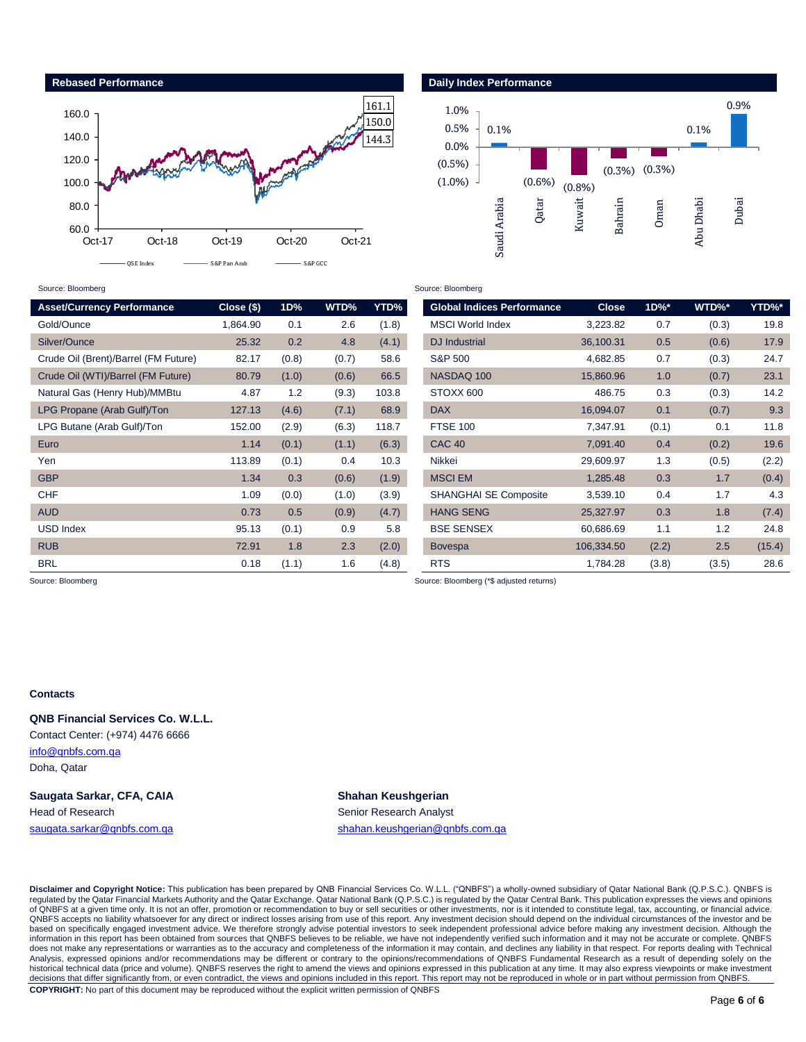**Rebased Performance**

160.0
140.0
120.0
100.0
80.0
60.0

Oct-17 Oct-18 Oct-19 Oct-20 Oct-21

161.1
150.0
144.3

QSE Index S&P Pan Arab S&P GCC

Source: Bloomberg

**Daily Index Performance**

1.0%
0.5%
0.0%
(0.5%)
(1.0%)

0.1% (0.6%) (0.8%) (0.3%) (0.3%) 0.1% 0.9%

Saudi Arabia Qatar Kuwait Bahrain Oman Abu Dhabi Dubai

Source: Bloomberg

| Asset/Currency Performance | Close ($) | 1D% | WTD% | YTD% |
|---|---|---|---|---|
| Gold/Ounce | 1,864.90 | 0.1 | 2.6 | (1.8) |
| Silver/Ounce | 25.32 | 0.2 | 4.8 | (4.1) |
| Crude Oil (Brent)/Barrel (FM Future) | 82.17 | (0.8) | (0.7) | 58.6 |
| Crude Oil (WTI)/Barrel (FM Future) | 80.79 | (1.0) | (0.6) | 66.5 |
| Natural Gas (Henry Hub)/MMBtu | 4.87 | 1.2 | (9.3) | 103.8 |
| LPG Propane (Arab Gulf)/Ton | 127.13 | (4.6) | (7.1) | 68.9 |
| LPG Butane (Arab Gulf)/Ton | 152.00 | (2.9) | (6.3) | 118.7 |
| Euro | 1.14 | (0.1) | (1.1) | (6.3) |
| Yen | 113.89 | (0.1) | 0.4 | 10.3 |
| GBP | 1.34 | 0.3 | (0.6) | (1.9) |
| CHF | 1.09 | (0.0) | (1.0) | (3.9) |
| AUD | 0.73 | 0.5 | (0.9) | (4.7) |
| USD Index | 95.13 | (0.1) | 0.9 | 5.8 |
| RUB | 72.91 | 1.8 | 2.3 | (2.0) |
| BRL | 0.18 | (1.1) | 1.6 | (4.8) |

Source: Bloomberg

| Global Indices Performance | Close | 1D%* | WTD%* | YTD%* |
|---|---|---|---|---|
| MSCI World Index | 3,223.82 | 0.7 | (0.3) | 19.8 |
| DJ Industrial | 36,100.31 | 0.5 | (0.6) | 17.9 |
| S&P 500 | 4,682.85 | 0.7 | (0.3) | 24.7 |
| NASDAQ 100 | 15,860.96 | 1.0 | (0.7) | 23.1 |
| STOXX 600 | 486.75 | 0.3 | (0.3) | 14.2 |
| DAX | 16,094.07 | 0.1 | (0.7) | 9.3 |
| FTSE 100 | 7,347.91 | (0.1) | 0.1 | 11.8 |
| CAC 40 | 7,091.40 | 0.4 | (0.2) | 19.6 |
| Nikkei | 29,609.97 | 1.3 | (0.5) | (2.2) |
| MSCI EM | 1,285.48 | 0.3 | 1.7 | (0.4) |
| SHANGHAI SE Composite | 3,539.10 | 0.4 | 1.7 | 4.3 |
| HANG SENG | 25,327.97 | 0.3 | 1.8 | (7.4) |
| BSE SENSEX | 60,686.69 | 1.1 | 1.2 | 24.8 |
| Bovespa | 106,334.50 | (2.2) | 2.5 | (15.4) |
| RTS | 1,784.28 | (3.8) | (3.5) | 28.6 |

Source: Bloomberg (*$ adjusted returns)

**Contacts**

**QNB Financial Services Co. W.L.L.**
Contact Center: (+974) 4476 6666
info@qnbfs.com.qa
Doha, Qatar

**Saugata Sarkar, CFA, CAIA**
Head of Research
saugata.sarkar@qnbfs.com.qa

**Shahan Keushgerian**
Senior Research Analyst
shahan.keushgerian@qnbfs.com.qa

**Disclaimer and Copyright Notice:** This publication has been prepared by QNB Financial Services Co. W.L.L. ("QNBFS") a wholly-owned subsidiary of Qatar National Bank (Q.P.S.C.). QNBFS is regulated by the Qatar Financial Markets Authority and the Qatar Exchange. Qatar National Bank (Q.P.S.C.) is regulated by the Qatar Central Bank. This publication expresses the views and opinions of QNBFS at a given time only. It is not an offer, promotion or recommendation to buy or sell securities or other investments, nor is it intended to constitute legal, tax, accounting, or financial advice. QNBFS accepts no liability whatsoever for any direct or indirect losses arising from use of this report. Any investment decision should depend on the individual circumstances of the investor and be based on specifically engaged investment advice. We therefore strongly advise potential investors to seek independent professional advice before making any investment decision. Although the information in this report has been obtained from sources that QNBFS believes to be reliable, we have not independently verified such information and it may not be accurate or complete. QNBFS does not make any representations or warranties as to the accuracy and completeness of the information it may contain, and declines any liability in that respect. For reports dealing with Technical Analysis, expressed opinions and/or recommendations may be different or contrary to the opinions/recommendations of QNBFS Fundamental Research as a result of depending solely on the historical technical data (price and volume). QNBFS reserves the right to amend the views and opinions expressed in this publication at any time. It may also express viewpoints or make investment decisions that differ significantly from, or even contradict, the views and opinions included in this report. This report may not be reproduced in whole or in part without permission from QNBFS.

**COPYRIGHT:** No part of this document may be reproduced without the explicit written permission of QNBFS.